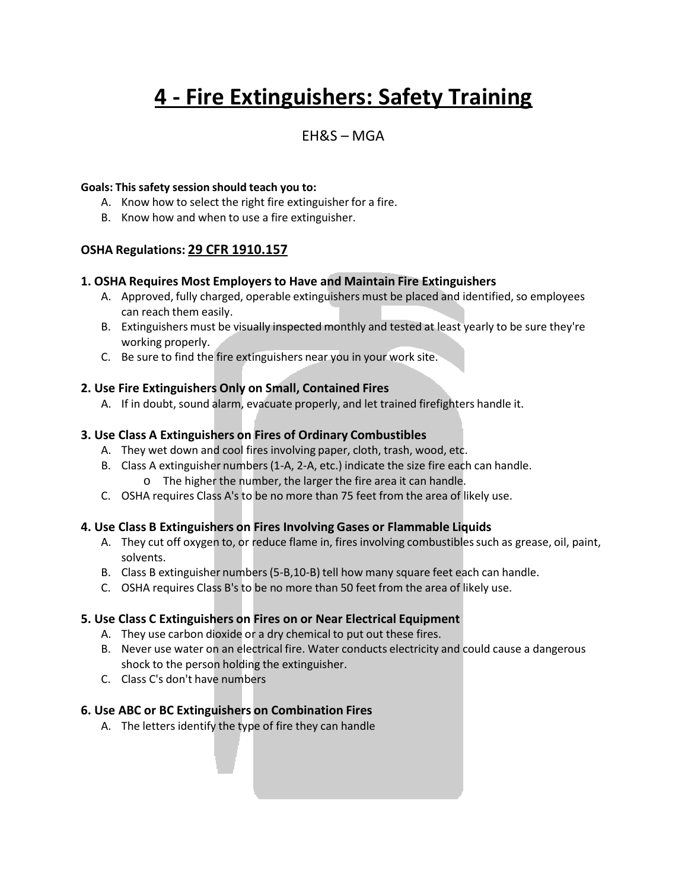# 4 - Fire Extinguishers: Safety Training

EH&S – MGA

**Goals: This safety session should teach you to:**

A. Know how to select the right fire extinguisher for a fire.
B. Know how and when to use a fire extinguisher.

### OSHA Regulations: 29 CFR 1910.157

### 1. OSHA Requires Most Employers to Have and Maintain Fire Extinguishers

A. Approved, fully charged, operable extinguishers must be placed and identified, so employees can reach them easily.
B. Extinguishers must be visually inspected monthly and tested at least yearly to be sure they're working properly.
C. Be sure to find the fire extinguishers near you in your work site.

### 2. Use Fire Extinguishers Only on Small, Contained Fires

A. If in doubt, sound alarm, evacuate properly, and let trained firefighters handle it.

### 3. Use Class A Extinguishers on Fires of Ordinary Combustibles

A. They wet down and cool fires involving paper, cloth, trash, wood, etc.
B. Class A extinguisher numbers (1-A, 2-A, etc.) indicate the size fire each can handle.
   - The higher the number, the larger the fire area it can handle.
C. OSHA requires Class A's to be no more than 75 feet from the area of likely use.

### 4. Use Class B Extinguishers on Fires Involving Gases or Flammable Liquids

A. They cut off oxygen to, or reduce flame in, fires involving combustibles such as grease, oil, paint, solvents.
B. Class B extinguisher numbers (5-B,10-B) tell how many square feet each can handle.
C. OSHA requires Class B's to be no more than 50 feet from the area of likely use.

### 5. Use Class C Extinguishers on Fires on or Near Electrical Equipment

A. They use carbon dioxide or a dry chemical to put out these fires.
B. Never use water on an electrical fire. Water conducts electricity and could cause a dangerous shock to the person holding the extinguisher.
C. Class C's don't have numbers

### 6. Use ABC or BC Extinguishers on Combination Fires

A. The letters identify the type of fire they can handle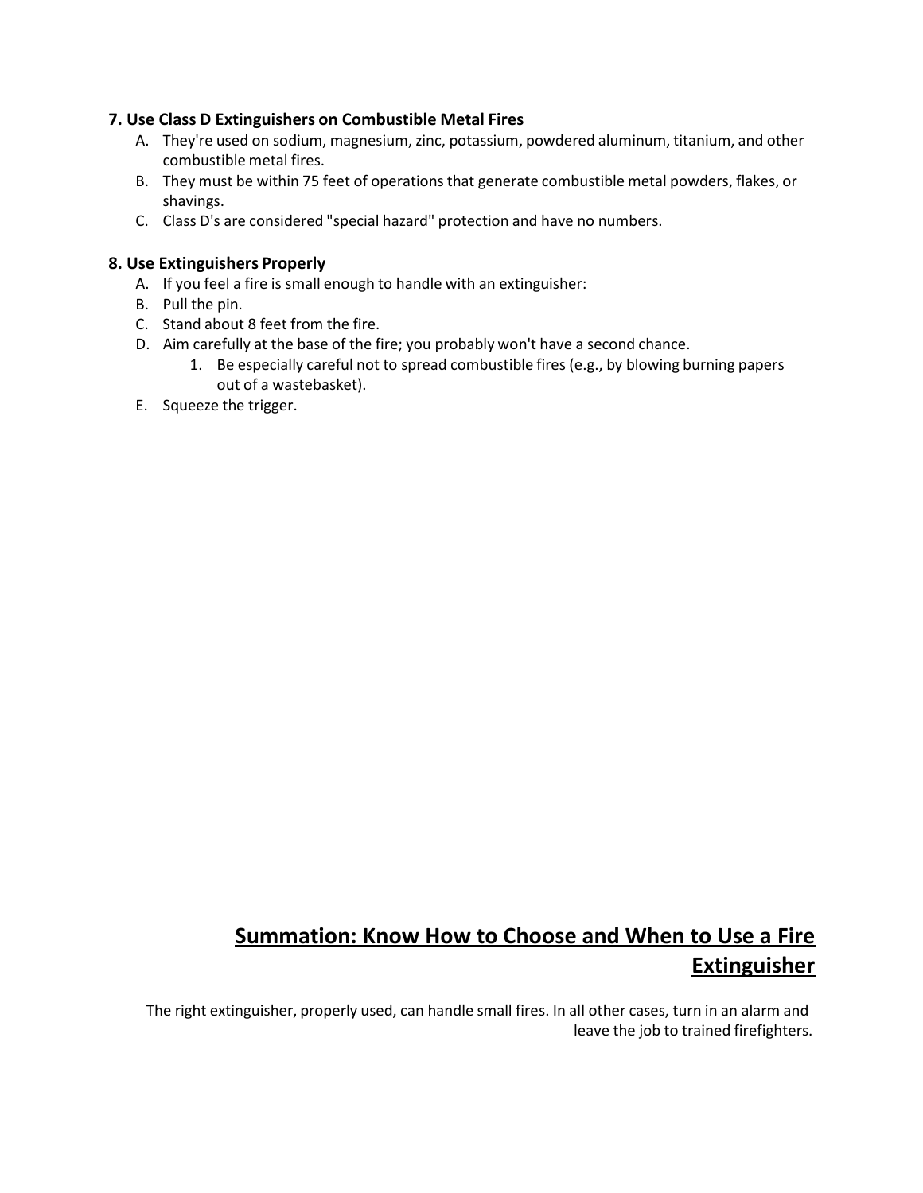### 7. Use Class D Extinguishers on Combustible Metal Fires

A. They're used on sodium, magnesium, zinc, potassium, powdered aluminum, titanium, and other combustible metal fires.
B. They must be within 75 feet of operations that generate combustible metal powders, flakes, or shavings.
C. Class D's are considered "special hazard" protection and have no numbers.

### 8. Use Extinguishers Properly

A. If you feel a fire is small enough to handle with an extinguisher:
B. Pull the pin.
C. Stand about 8 feet from the fire.
D. Aim carefully at the base of the fire; you probably won't have a second chance.
   1. Be especially careful not to spread combustible fires (e.g., by blowing burning papers out of a wastebasket).
E. Squeeze the trigger.

## Summation: Know How to Choose and When to Use a Fire Extinguisher

The right extinguisher, properly used, can handle small fires. In all other cases, turn in an alarm and leave the job to trained firefighters.